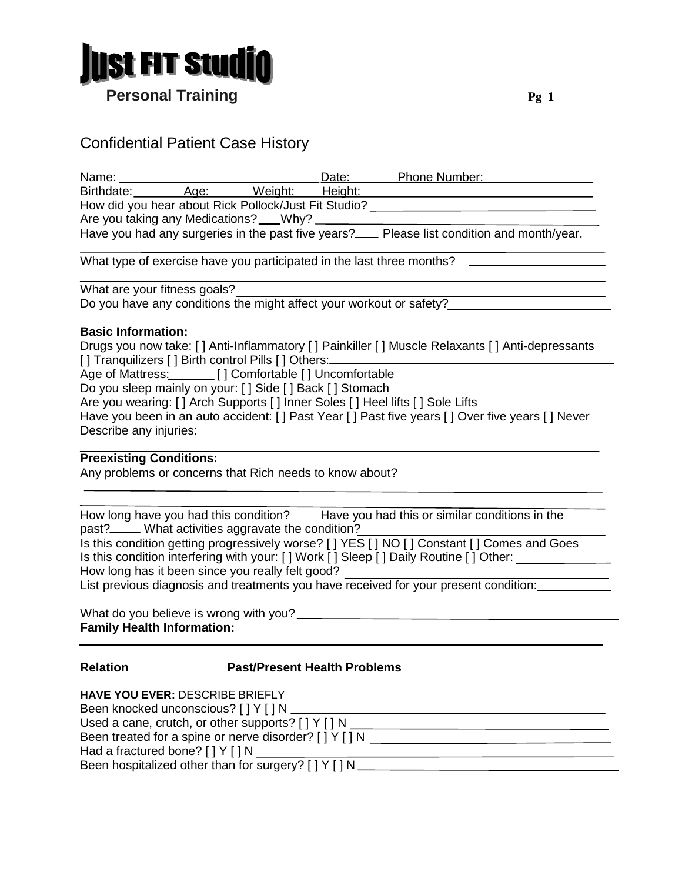# Just FIT Studio

**Personal Training**

## Confidential Patient Case History

Name: ______________________________ Date: ______ Phone Number: ________________

Birthdate: ________ Age: ______ Weight: ______ Height: __________________________________

How did you hear about Rick Pollock/Just Fit Studio? __________________________________

Are you taking any Medications? ___Why? ___________________________________________

Have you had any surgeries in the past five years?____ Please list condition and month/year.

_____________________________________________________________________________

What type of exercise have you participated in the last three months? ____________________

_____________________________________________________________________________

What are your fitness goals? _____________________________________________________

Do you have any conditions the might affect your workout or safety? _____________________

_____________________________________________________________________________

**Basic Information:**

Drugs you now take: [ ] Anti-Inflammatory [ ] Painkiller [ ] Muscle Relaxants [ ] Anti-depressants [ ] Tranquilizers [ ] Birth control Pills [ ] Others: ____________________________________

Age of Mattress: _______ [ ] Comfortable [ ] Uncomfortable

Do you sleep mainly on your: [ ] Side [ ] Back [ ] Stomach

Are you wearing: [ ] Arch Supports [ ] Inner Soles [ ] Heel lifts [ ] Sole Lifts

Have you been in an auto accident: [ ] Past Year [ ] Past five years [ ] Over five years [ ] Never

Describe any injuries: ___________________________________________________________

_____________________________________________________________________________

**Preexisting Conditions:**

Any problems or concerns that Rich needs to know about? ______________________________

_____________________________________________________________________________

_____________________________________________________________________________

How long have you had this condition?_____ Have you had this or similar conditions in the past?_____ What activities aggravate the condition? ________________________________

Is this condition getting progressively worse? [ ] YES [ ] NO [ ] Constant [ ] Comes and Goes

Is this condition interfering with your: [ ] Work [ ] Sleep [ ] Daily Routine [ ] Other: ____________

How long has it been since you really felt good? ______________________________________

List previous diagnosis and treatments you have received for your present condition: __________

_____________________________________________________________________________

What do you believe is wrong with you? ____________________________________________

**Family Health Information:**

_____________________________________________________________________________

| Relation | Past/Present Health Problems |
|---|---|

**HAVE YOU EVER:** DESCRIBE BRIEFLY

Been knocked unconscious? [ ] Y [ ] N _____________________________________________

Used a cane, crutch, or other supports? [ ] Y [ ] N ____________________________________

Been treated for a spine or nerve disorder? [ ] Y [ ] N __________________________________

Had a fractured bone? [ ] Y [ ] N _________________________________________________

Been hospitalized other than for surgery? [ ] Y [ ] N __________________________________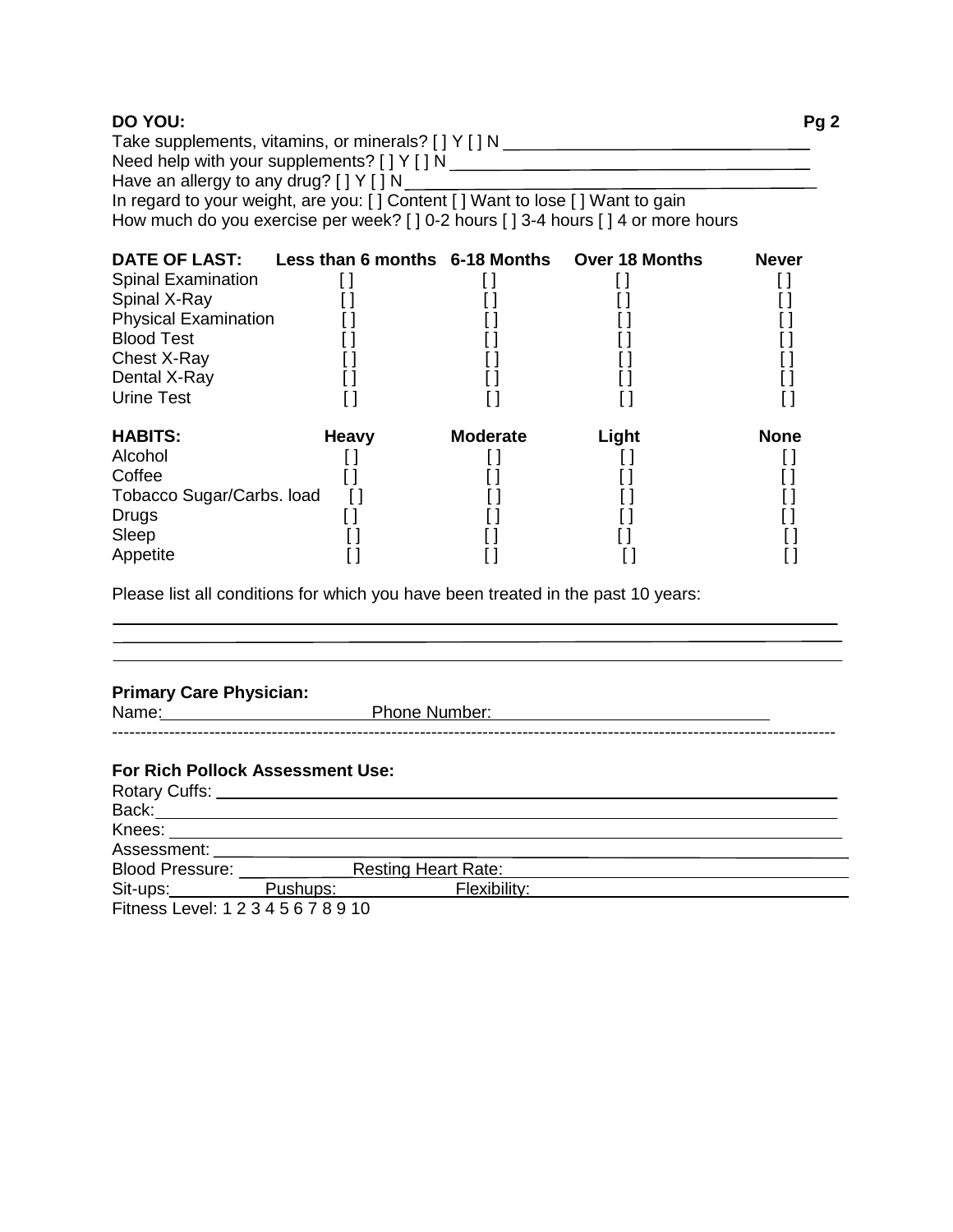**DO YOU:**

Take supplements, vitamins, or minerals? [ ] Y [ ] N ______________________________
Need help with your supplements? [ ] Y [ ] N ______________________________
Have an allergy to any drug? [ ] Y [ ] N ______________________________
In regard to your weight, are you: [ ] Content [ ] Want to lose [ ] Want to gain
How much do you exercise per week? [ ] 0-2 hours [ ] 3-4 hours [ ] 4 or more hours

| **DATE OF LAST:** | **Less than 6 months** | **6-18 Months** | **Over 18 Months** | **Never** |
|---|---|---|---|---|
| Spinal Examination | [ ] | [ ] | [ ] | [ ] |
| Spinal X-Ray | [ ] | [ ] | [ ] | [ ] |
| Physical Examination | [ ] | [ ] | [ ] | [ ] |
| Blood Test | [ ] | [ ] | [ ] | [ ] |
| Chest X-Ray | [ ] | [ ] | [ ] | [ ] |
| Dental X-Ray | [ ] | [ ] | [ ] | [ ] |
| Urine Test | [ ] | [ ] | [ ] | [ ] |

| **HABITS:** | **Heavy** | **Moderate** | **Light** | **None** |
|---|---|---|---|---|
| Alcohol | [ ] | [ ] | [ ] | [ ] |
| Coffee | [ ] | [ ] | [ ] | [ ] |
| Tobacco Sugar/Carbs. load | [ ] | [ ] | [ ] | [ ] |
| Drugs | [ ] | [ ] | [ ] | [ ] |
| Sleep | [ ] | [ ] | [ ] | [ ] |
| Appetite | [ ] | [ ] | [ ] | [ ] |

Please list all conditions for which you have been treated in the past 10 years:

______________________________________________________________________
______________________________________________________________________
______________________________________________________________________

**Primary Care Physician:**

Name:______________________ Phone Number:______________________________

---

**For Rich Pollock Assessment Use:**

Rotary Cuffs: ______________________________________________________________
Back:______________________________________________________________________
Knees: _____________________________________________________________________
Assessment: ________________________________________________________________
Blood Pressure: ____________Resting Heart Rate:_____________________________
Sit-ups:__________Pushups:____________Flexibility:___________________________
Fitness Level: 1 2 3 4 5 6 7 8 9 10